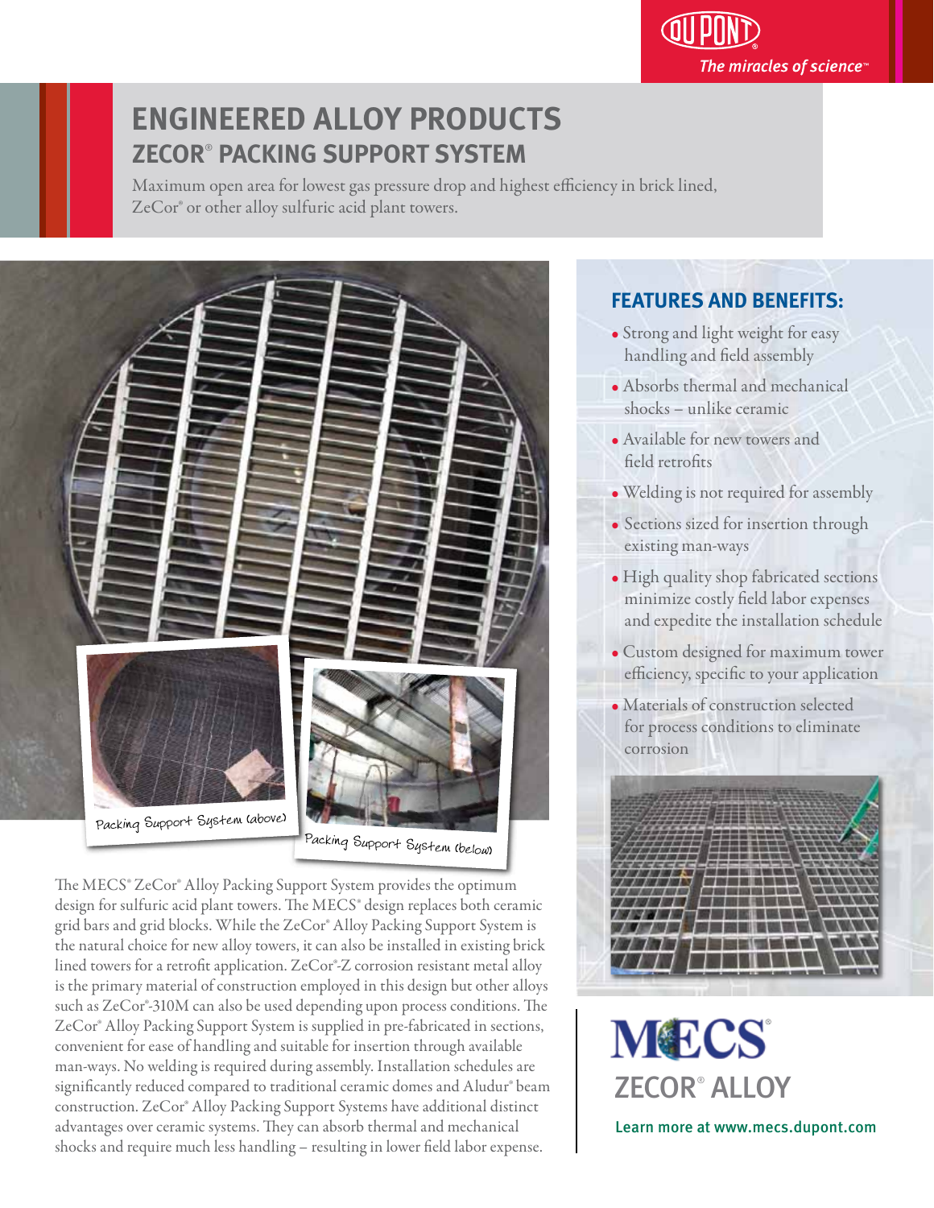# ENGINEERED ALLOY PRODUCTS

## ZECOR® PACKING SUPPORT SYSTEM

Maximum open area for lowest gas pressure drop and highest efficiency in brick lined, ZeCor® or other alloy sulfuric acid plant towers.

Packing Support System (above)

Packing Support System (below)

The MECS® ZeCor® Alloy Packing Support System provides the optimum design for sulfuric acid plant towers. The MECS® design replaces both ceramic grid bars and grid blocks. While the ZeCor® Alloy Packing Support System is the natural choice for new alloy towers, it can also be installed in existing brick lined towers for a retrofit application. ZeCor®-Z corrosion resistant metal alloy is the primary material of construction employed in this design but other alloys such as ZeCor®-310M can also be used depending upon process conditions. The ZeCor® Alloy Packing Support System is supplied in pre-fabricated in sections, convenient for ease of handling and suitable for insertion through available man-ways. No welding is required during assembly. Installation schedules are significantly reduced compared to traditional ceramic domes and Aludur® beam construction. ZeCor® Alloy Packing Support Systems have additional distinct advantages over ceramic systems. They can absorb thermal and mechanical shocks and require much less handling – resulting in lower field labor expense.

### FEATURES AND BENEFITS:

- Strong and light weight for easy handling and field assembly
- Absorbs thermal and mechanical shocks – unlike ceramic
- Available for new towers and field retrofits
- Welding is not required for assembly
- Sections sized for insertion through existing man-ways
- High quality shop fabricated sections minimize costly field labor expenses and expedite the installation schedule
- Custom designed for maximum tower efficiency, specific to your application
- Materials of construction selected for process conditions to eliminate corrosion

MECS®

ZECOR® ALLOY

Learn more at www.mecs.dupont.com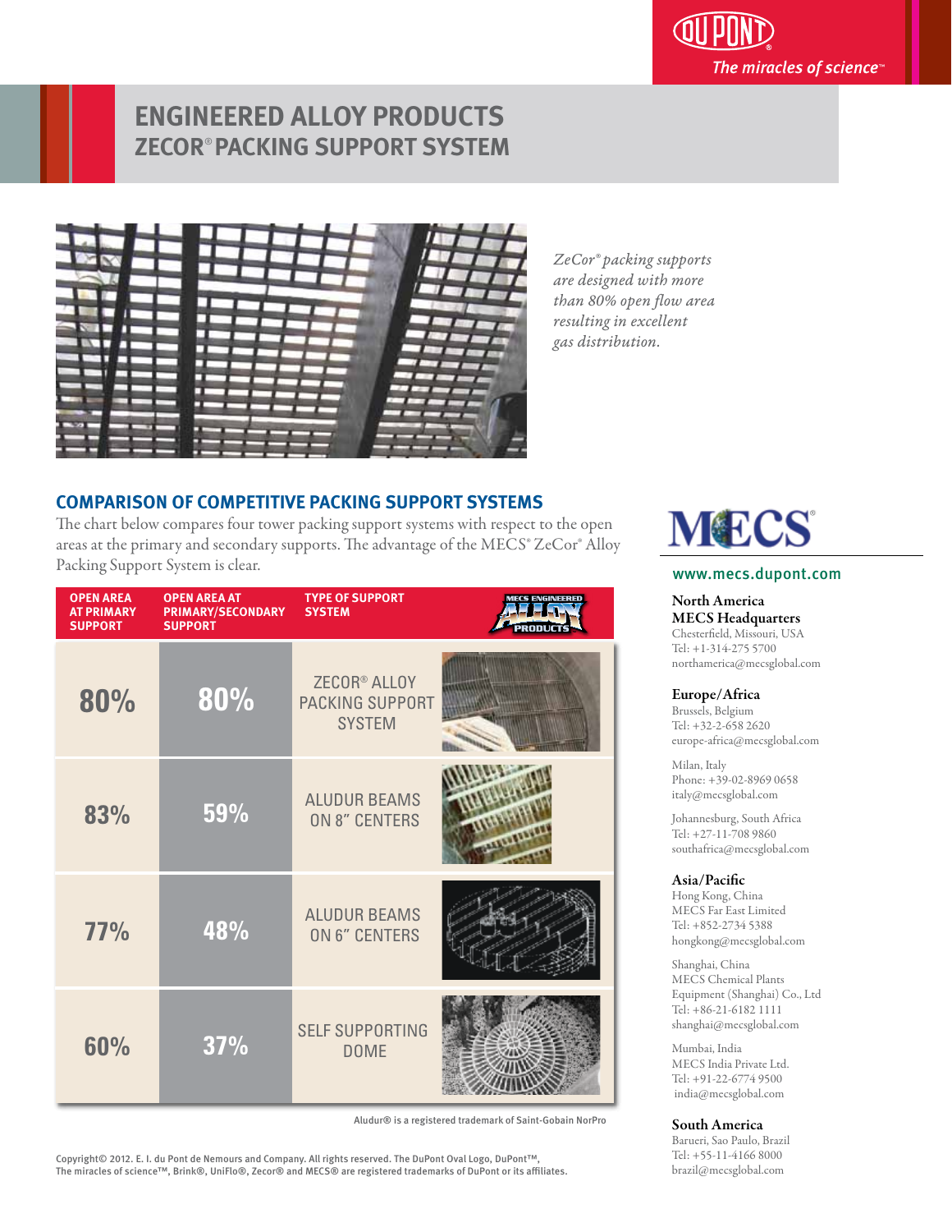# ENGINEERED ALLOY PRODUCTS
## ZECOR® PACKING SUPPORT SYSTEM

*ZeCor® packing supports are designed with more than 80% open flow area resulting in excellent gas distribution.*

### COMPARISON OF COMPETITIVE PACKING SUPPORT SYSTEMS

The chart below compares four tower packing support systems with respect to the open areas at the primary and secondary supports. The advantage of the MECS® ZeCor® Alloy Packing Support System is clear.

| OPEN AREA AT PRIMARY SUPPORT | OPEN AREA AT PRIMARY/SECONDARY SUPPORT | TYPE OF SUPPORT SYSTEM |
|---|---|---|
| 80% | 80% | ZECOR® ALLOY PACKING SUPPORT SYSTEM |
| 83% | 59% | ALUDUR BEAMS ON 8" CENTERS |
| 77% | 48% | ALUDUR BEAMS ON 6" CENTERS |
| 60% | 37% | SELF SUPPORTING DOME |

Aludur® is a registered trademark of Saint-Gobain NorPro

MECS®

www.mecs.dupont.com

**North America**
**MECS Headquarters**
Chesterfield, Missouri, USA
Tel: +1-314-275 5700
northamerica@mecsglobal.com

**Europe/Africa**
Brussels, Belgium
Tel: +32-2-658 2620
europe-africa@mecsglobal.com

Milan, Italy
Phone: +39-02-8969 0658
italy@mecsglobal.com

Johannesburg, South Africa
Tel: +27-11-708 9860
southafrica@mecsglobal.com

**Asia/Pacific**
Hong Kong, China
MECS Far East Limited
Tel: +852-2734 5388
hongkong@mecsglobal.com

Shanghai, China
MECS Chemical Plants Equipment (Shanghai) Co., Ltd
Tel: +86-21-6182 1111
shanghai@mecsglobal.com

Mumbai, India
MECS India Private Ltd.
Tel: +91-22-6774 9500
india@mecsglobal.com

**South America**
Barueri, Sao Paulo, Brazil
Tel: +55-11-4166 8000
brazil@mecsglobal.com

Copyright© 2012. E. I. du Pont de Nemours and Company. All rights reserved. The DuPont Oval Logo, DuPont™, The miracles of science™, Brink®, UniFlo®, Zecor® and MECS® are registered trademarks of DuPont or its affiliates.